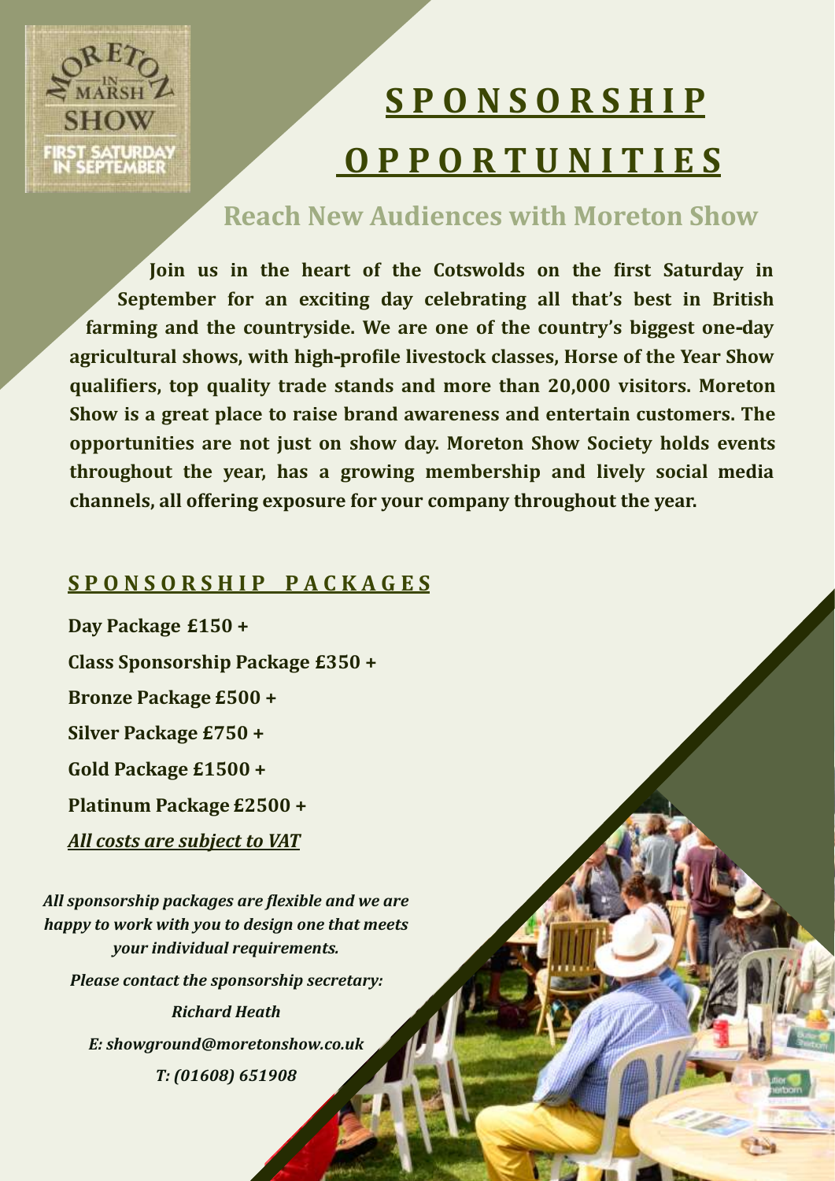# **SPONSORSHIP OPPORTUNITIES**

## Reach New Audiences with Moreton Show

**Join us in the heart of the Cotswolds on the first Saturday in September for an exciting day celebrating all that's best in British farming and the countryside. We are one of the country's biggest one-day agricultural shows, with high-profile livestock classes, Horse of the Year Show qualifiers, top quality trade stands and more than 20,000 visitors. Moreton Show is a great place to raise brand awareness and entertain customers. The opportunities are not just on show day. Moreton Show Society holds events throughout the year, has a growing membership and lively social media channels, all offering exposure for your company throughout the year.**

### **SPONSORSHIP PACKAGES**

**Day Package £150 +**

**Class Sponsorship Package £350 +**

**Bronze Package £500 +**

**Silver Package £750 +**

**Gold Package £1500 +**

**Platinum Package £2500 +**

***All costs are subject to VAT***

***All sponsorship packages are flexible and we are happy to work with you to design one that meets your individual requirements.***

***Please contact the sponsorship secretary:***

***Richard Heath***

***E: showground@moretonshow.co.uk***

***T: (01608) 651908***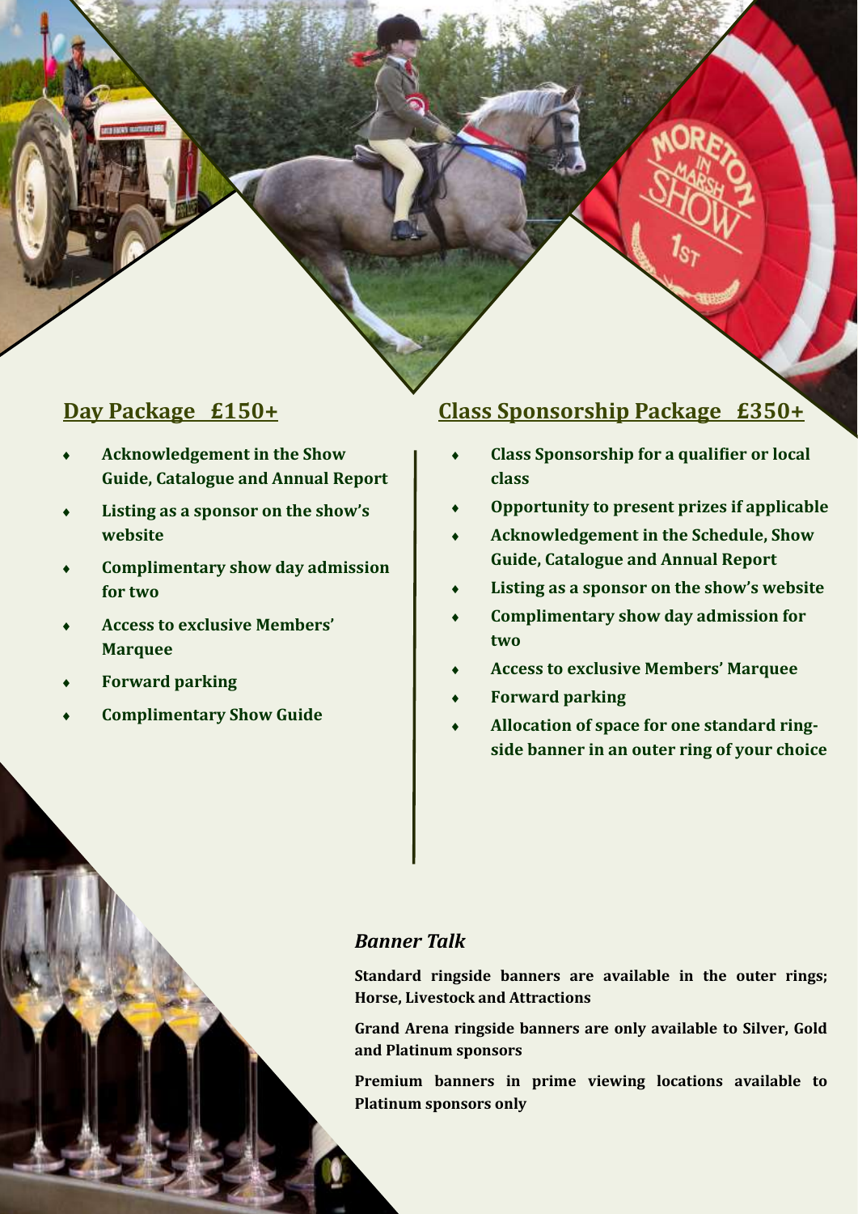## Day Package £150+

- **Acknowledgement in the Show Guide, Catalogue and Annual Report**
- **Listing as a sponsor on the show's website**
- **Complimentary show day admission for two**
- **Access to exclusive Members' Marquee**
- **Forward parking**
- **Complimentary Show Guide**

## Class Sponsorship Package £350+

- **Class Sponsorship for a qualifier or local class**
- **Opportunity to present prizes if applicable**
- **Acknowledgement in the Schedule, Show Guide, Catalogue and Annual Report**
- **Listing as a sponsor on the show's website**
- **Complimentary show day admission for two**
- **Access to exclusive Members' Marquee**
- **Forward parking**
- **Allocation of space for one standard ring-side banner in an outer ring of your choice**

### *Banner Talk*

**Standard ringside banners are available in the outer rings; Horse, Livestock and Attractions**

**Grand Arena ringside banners are only available to Silver, Gold and Platinum sponsors**

**Premium banners in prime viewing locations available to Platinum sponsors only**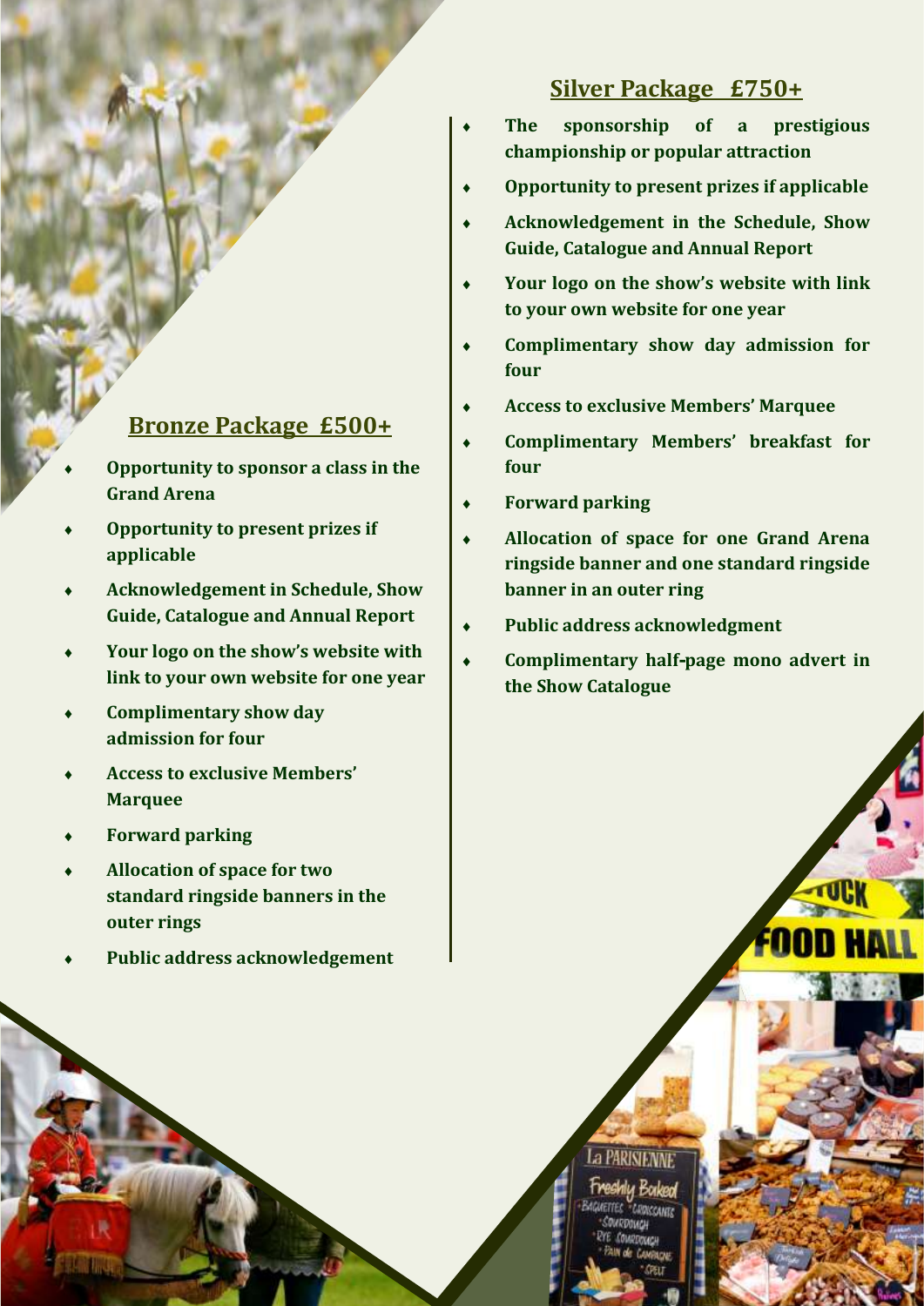## Bronze Package £500+

- Opportunity to sponsor a class in the Grand Arena
- Opportunity to present prizes if applicable
- Acknowledgement in Schedule, Show Guide, Catalogue and Annual Report
- Your logo on the show's website with link to your own website for one year
- Complimentary show day admission for four
- Access to exclusive Members' Marquee
- Forward parking
- Allocation of space for two standard ringside banners in the outer rings
- Public address acknowledgement

## Silver Package £750+

- The sponsorship of a prestigious championship or popular attraction
- Opportunity to present prizes if applicable
- Acknowledgement in the Schedule, Show Guide, Catalogue and Annual Report
- Your logo on the show's website with link to your own website for one year
- Complimentary show day admission for four
- Access to exclusive Members' Marquee
- Complimentary Members' breakfast for four
- Forward parking
- Allocation of space for one Grand Arena ringside banner and one standard ringside banner in an outer ring
- Public address acknowledgment
- Complimentary half-page mono advert in the Show Catalogue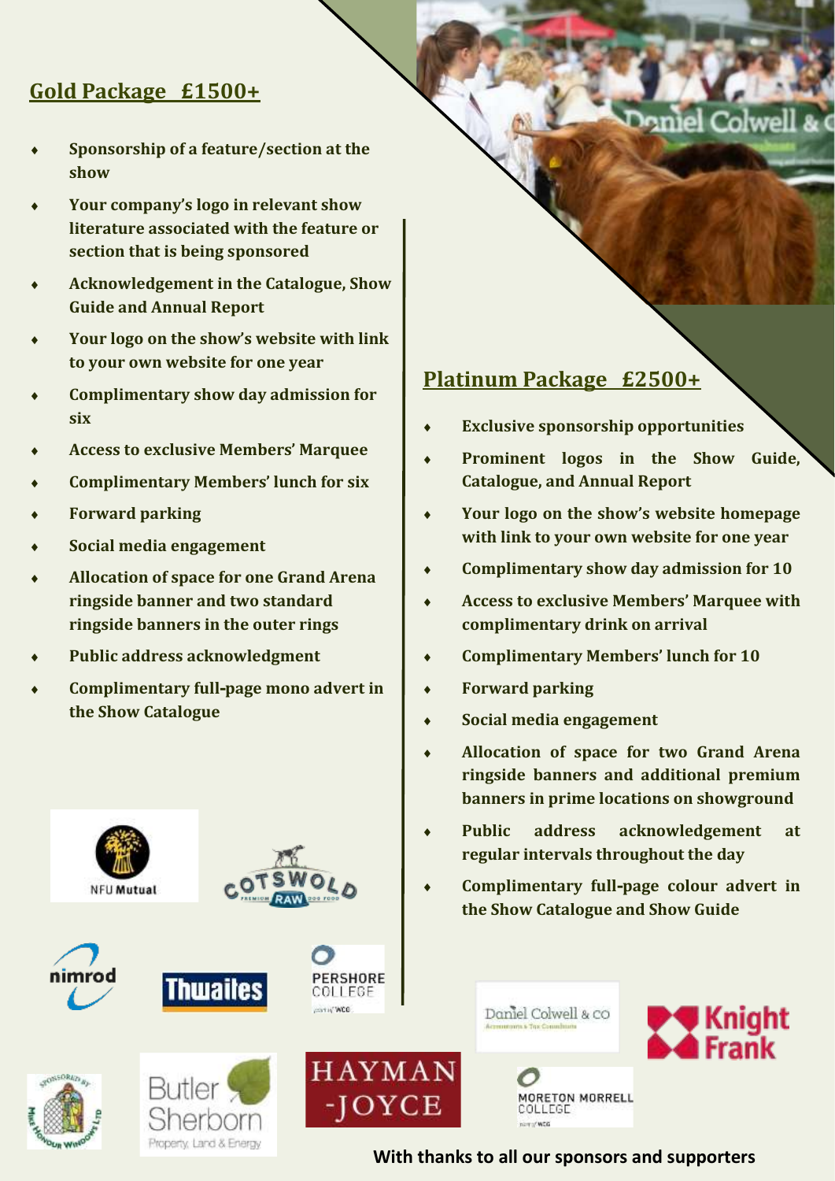## Gold Package £1500+

- Sponsorship of a feature/section at the show
- Your company's logo in relevant show literature associated with the feature or section that is being sponsored
- Acknowledgement in the Catalogue, Show Guide and Annual Report
- Your logo on the show's website with link to your own website for one year
- Complimentary show day admission for six
- Access to exclusive Members' Marquee
- Complimentary Members' lunch for six
- Forward parking
- Social media engagement
- Allocation of space for one Grand Arena ringside banner and two standard ringside banners in the outer rings
- Public address acknowledgment
- Complimentary full-page mono advert in the Show Catalogue

## Platinum Package £2500+

- Exclusive sponsorship opportunities
- Prominent logos in the Show Guide, Catalogue, and Annual Report
- Your logo on the show's website homepage with link to your own website for one year
- Complimentary show day admission for 10
- Access to exclusive Members' Marquee with complimentary drink on arrival
- Complimentary Members' lunch for 10
- Forward parking
- Social media engagement
- Allocation of space for two Grand Arena ringside banners and additional premium banners in prime locations on showground
- Public address acknowledgement at regular intervals throughout the day
- Complimentary full-page colour advert in the Show Catalogue and Show Guide

**With thanks to all our sponsors and supporters**